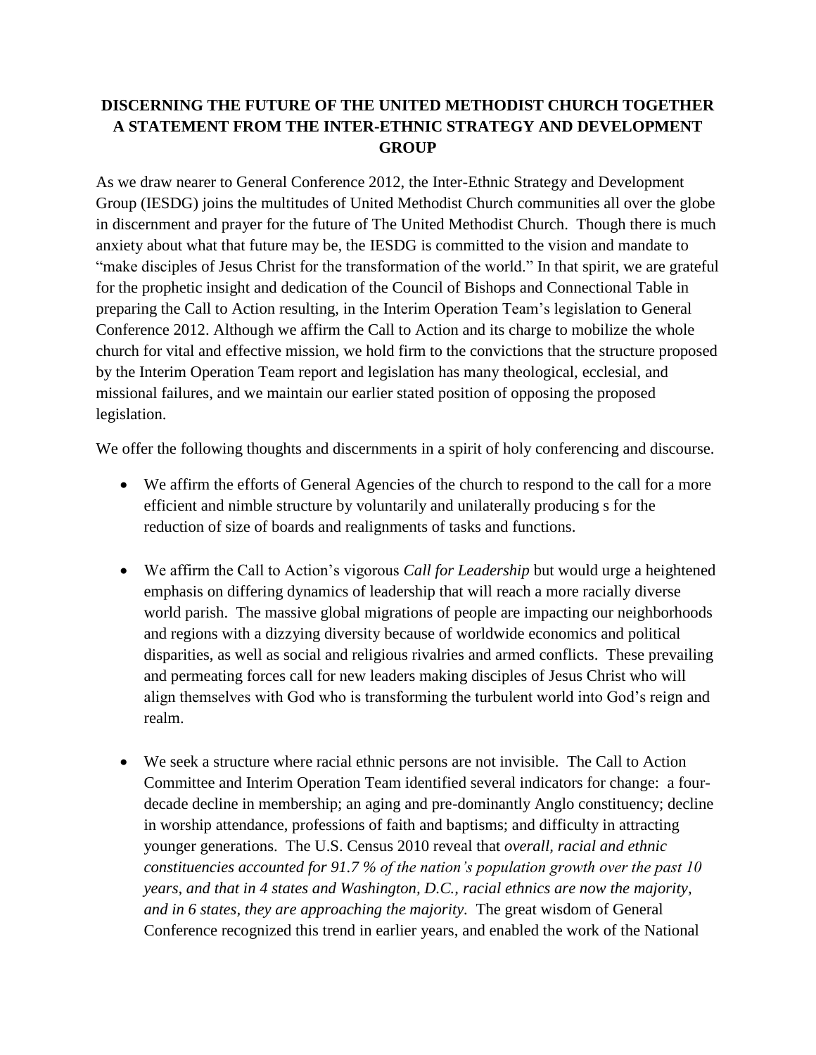**DISCERNING THE FUTURE OF THE UNITED METHODIST CHURCH TOGETHER A STATEMENT FROM THE INTER-ETHNIC STRATEGY AND DEVELOPMENT GROUP**

As we draw nearer to General Conference 2012, the Inter-Ethnic Strategy and Development Group (IESDG) joins the multitudes of United Methodist Church communities all over the globe in discernment and prayer for the future of The United Methodist Church. Though there is much anxiety about what that future may be, the IESDG is committed to the vision and mandate to "make disciples of Jesus Christ for the transformation of the world." In that spirit, we are grateful for the prophetic insight and dedication of the Council of Bishops and Connectional Table in preparing the Call to Action resulting, in the Interim Operation Team's legislation to General Conference 2012. Although we affirm the Call to Action and its charge to mobilize the whole church for vital and effective mission, we hold firm to the convictions that the structure proposed by the Interim Operation Team report and legislation has many theological, ecclesial, and missional failures, and we maintain our earlier stated position of opposing the proposed legislation.

We offer the following thoughts and discernments in a spirit of holy conferencing and discourse.

- We affirm the efforts of General Agencies of the church to respond to the call for a more efficient and nimble structure by voluntarily and unilaterally producing s for the reduction of size of boards and realignments of tasks and functions.

- We affirm the Call to Action's vigorous *Call for Leadership* but would urge a heightened emphasis on differing dynamics of leadership that will reach a more racially diverse world parish. The massive global migrations of people are impacting our neighborhoods and regions with a dizzying diversity because of worldwide economics and political disparities, as well as social and religious rivalries and armed conflicts. These prevailing and permeating forces call for new leaders making disciples of Jesus Christ who will align themselves with God who is transforming the turbulent world into God's reign and realm.

- We seek a structure where racial ethnic persons are not invisible. The Call to Action Committee and Interim Operation Team identified several indicators for change: a four-decade decline in membership; an aging and pre-dominantly Anglo constituency; decline in worship attendance, professions of faith and baptisms; and difficulty in attracting younger generations. The U.S. Census 2010 reveal that *overall, racial and ethnic constituencies accounted for 91.7 % of the nation's population growth over the past 10 years, and that in 4 states and Washington, D.C., racial ethnics are now the majority, and in 6 states, they are approaching the majority.* The great wisdom of General Conference recognized this trend in earlier years, and enabled the work of the National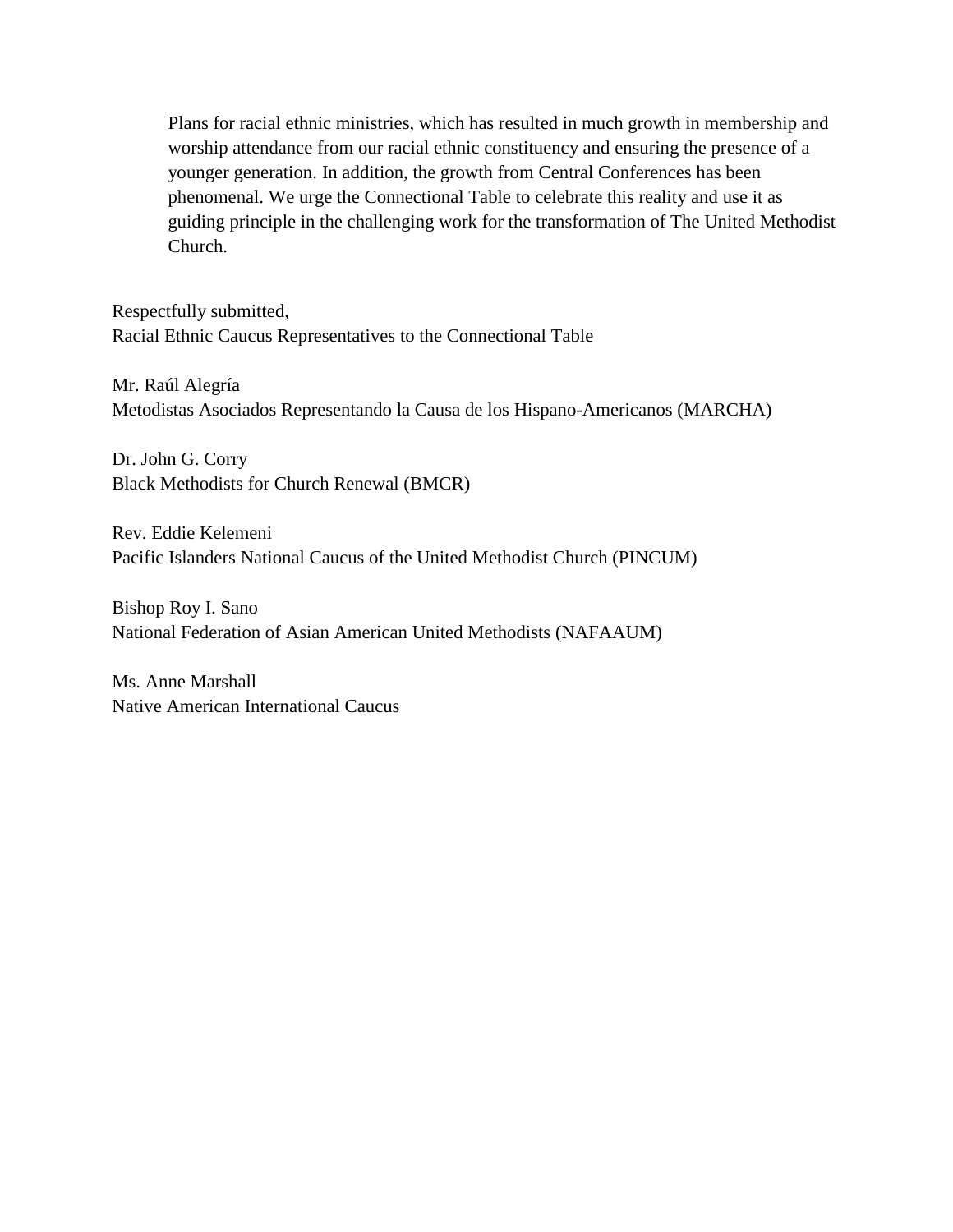> Plans for racial ethnic ministries, which has resulted in much growth in membership and worship attendance from our racial ethnic constituency and ensuring the presence of a younger generation. In addition, the growth from Central Conferences has been phenomenal. We urge the Connectional Table to celebrate this reality and use it as guiding principle in the challenging work for the transformation of The United Methodist Church.

Respectfully submitted,
Racial Ethnic Caucus Representatives to the Connectional Table

Mr. Raúl Alegría
Metodistas Asociados Representando la Causa de los Hispano-Americanos (MARCHA)

Dr. John G. Corry
Black Methodists for Church Renewal (BMCR)

Rev. Eddie Kelemeni
Pacific Islanders National Caucus of the United Methodist Church (PINCUM)

Bishop Roy I. Sano
National Federation of Asian American United Methodists (NAFAAUM)

Ms. Anne Marshall
Native American International Caucus